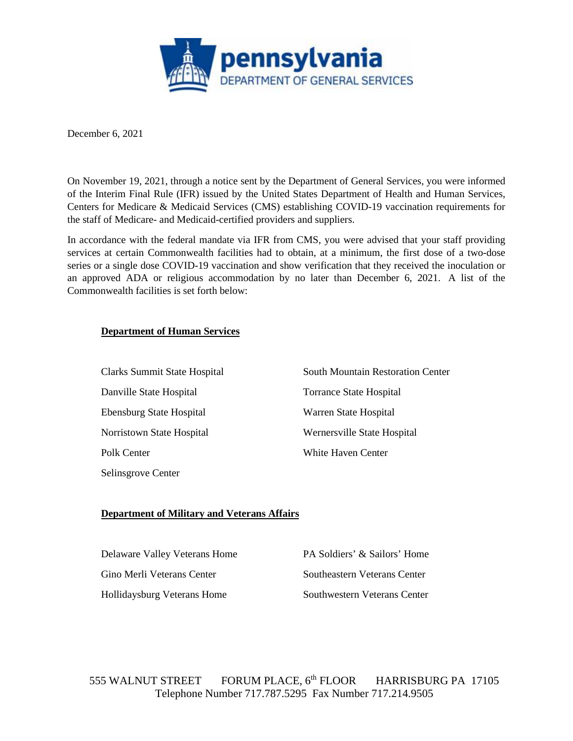pennsylvania
DEPARTMENT OF GENERAL SERVICES

December 6, 2021

On November 19, 2021, through a notice sent by the Department of General Services, you were informed of the Interim Final Rule (IFR) issued by the United States Department of Health and Human Services, Centers for Medicare & Medicaid Services (CMS) establishing COVID-19 vaccination requirements for the staff of Medicare- and Medicaid-certified providers and suppliers.

In accordance with the federal mandate via IFR from CMS, you were advised that your staff providing services at certain Commonwealth facilities had to obtain, at a minimum, the first dose of a two-dose series or a single dose COVID-19 vaccination and show verification that they received the inoculation or an approved ADA or religious accommodation by no later than December 6, 2021. A list of the Commonwealth facilities is set forth below:

**Department of Human Services**

- Clarks Summit State Hospital
- Danville State Hospital
- Ebensburg State Hospital
- Norristown State Hospital
- Polk Center
- Selinsgrove Center
- South Mountain Restoration Center
- Torrance State Hospital
- Warren State Hospital
- Wernersville State Hospital
- White Haven Center

**Department of Military and Veterans Affairs**

- Delaware Valley Veterans Home
- Gino Merli Veterans Center
- Hollidaysburg Veterans Home
- PA Soldiers' & Sailors' Home
- Southeastern Veterans Center
- Southwestern Veterans Center

555 WALNUT STREET FORUM PLACE, 6th FLOOR HARRISBURG PA 17105
Telephone Number 717.787.5295 Fax Number 717.214.9505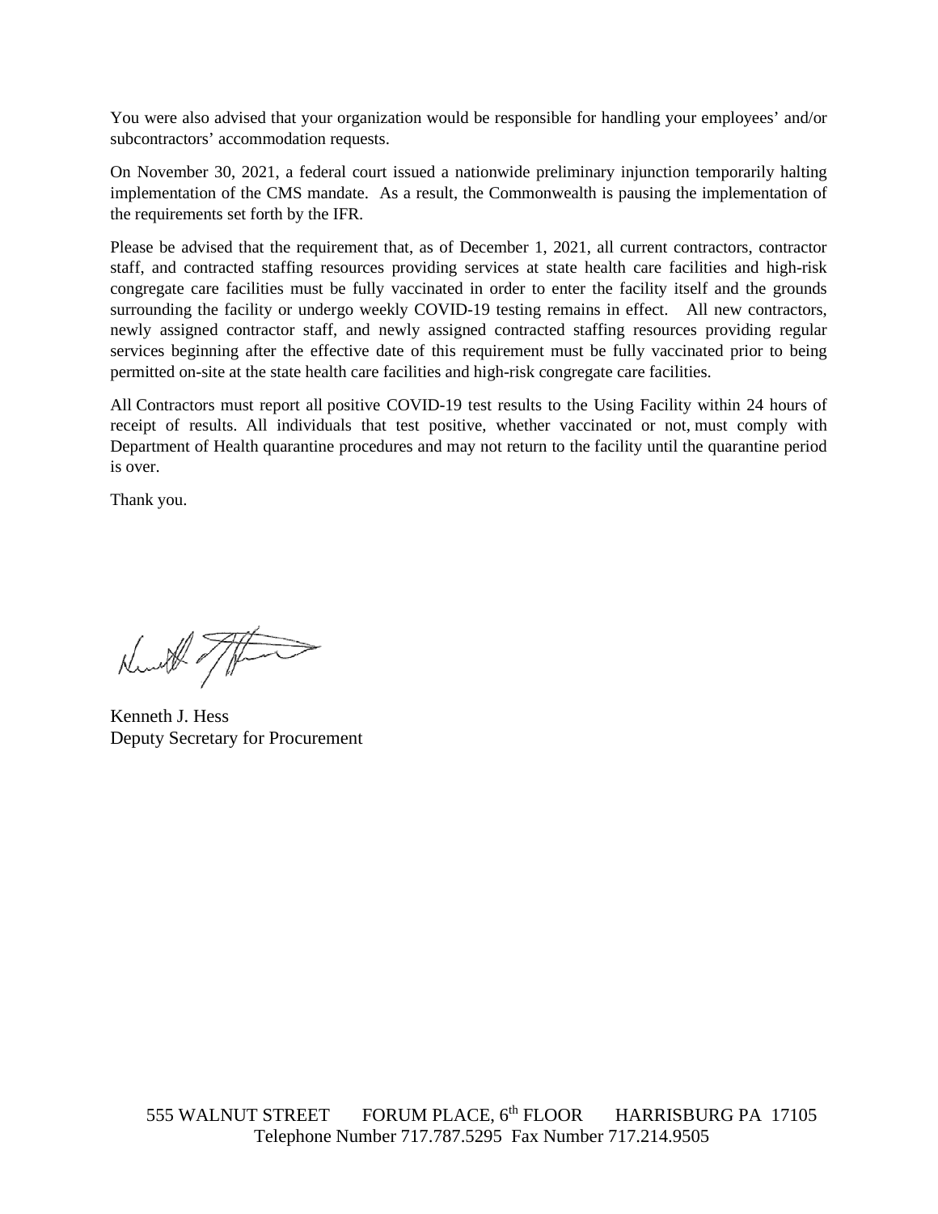You were also advised that your organization would be responsible for handling your employees' and/or subcontractors' accommodation requests.

On November 30, 2021, a federal court issued a nationwide preliminary injunction temporarily halting implementation of the CMS mandate. As a result, the Commonwealth is pausing the implementation of the requirements set forth by the IFR.

Please be advised that the requirement that, as of December 1, 2021, all current contractors, contractor staff, and contracted staffing resources providing services at state health care facilities and high-risk congregate care facilities must be fully vaccinated in order to enter the facility itself and the grounds surrounding the facility or undergo weekly COVID-19 testing remains in effect. All new contractors, newly assigned contractor staff, and newly assigned contracted staffing resources providing regular services beginning after the effective date of this requirement must be fully vaccinated prior to being permitted on-site at the state health care facilities and high-risk congregate care facilities.

All Contractors must report all positive COVID-19 test results to the Using Facility within 24 hours of receipt of results. All individuals that test positive, whether vaccinated or not, must comply with Department of Health quarantine procedures and may not return to the facility until the quarantine period is over.

Thank you.

Kenneth J. Hess
Deputy Secretary for Procurement

555 WALNUT STREET FORUM PLACE, 6th FLOOR HARRISBURG PA 17105
Telephone Number 717.787.5295 Fax Number 717.214.9505